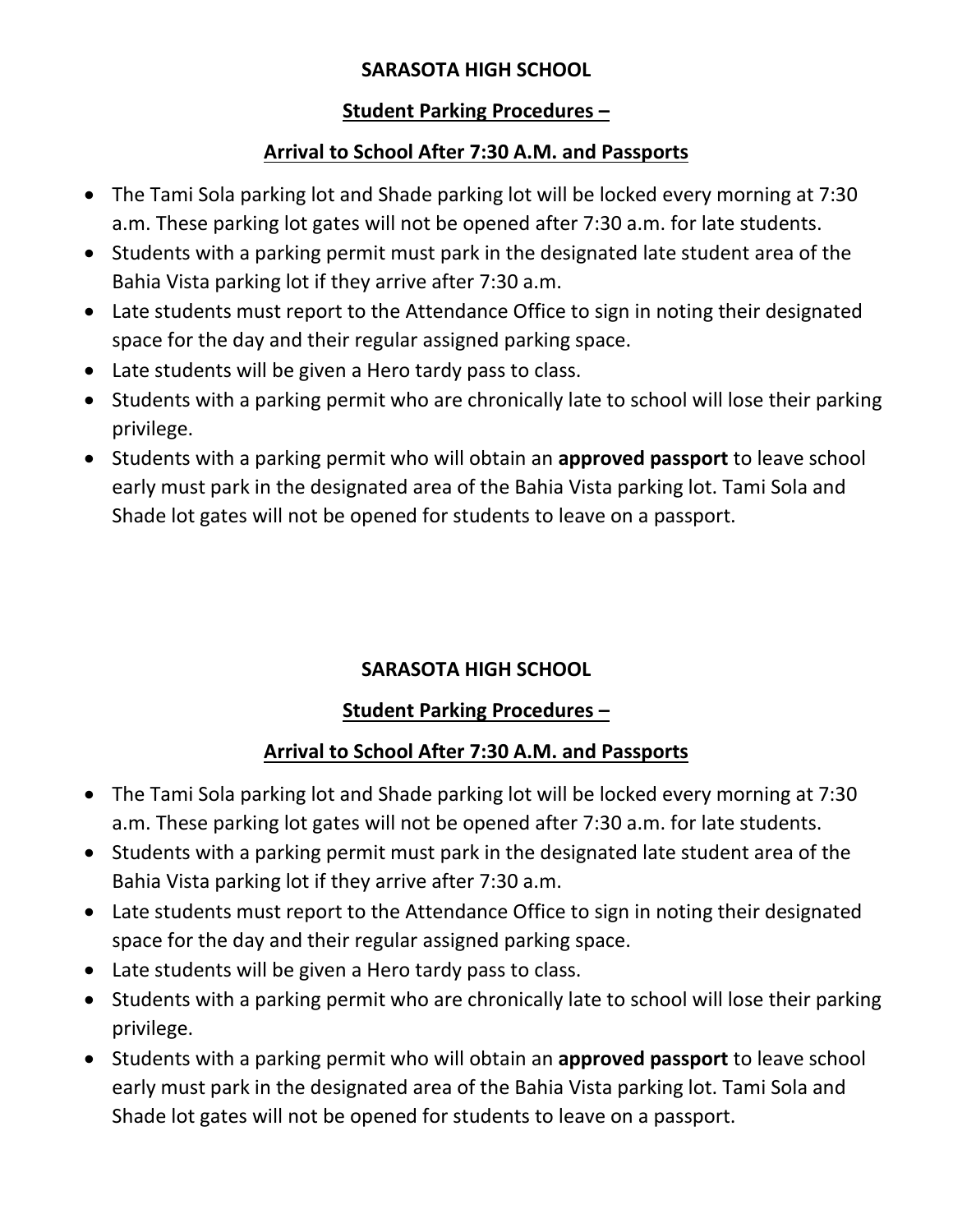**SARASOTA HIGH SCHOOL**

**Student Parking Procedures –**

**Arrival to School After 7:30 A.M. and Passports**

- The Tami Sola parking lot and Shade parking lot will be locked every morning at 7:30 a.m. These parking lot gates will not be opened after 7:30 a.m. for late students.
- Students with a parking permit must park in the designated late student area of the Bahia Vista parking lot if they arrive after 7:30 a.m.
- Late students must report to the Attendance Office to sign in noting their designated space for the day and their regular assigned parking space.
- Late students will be given a Hero tardy pass to class.
- Students with a parking permit who are chronically late to school will lose their parking privilege.
- Students with a parking permit who will obtain an **approved passport** to leave school early must park in the designated area of the Bahia Vista parking lot. Tami Sola and Shade lot gates will not be opened for students to leave on a passport.

**SARASOTA HIGH SCHOOL**

**Student Parking Procedures –**

**Arrival to School After 7:30 A.M. and Passports**

- The Tami Sola parking lot and Shade parking lot will be locked every morning at 7:30 a.m. These parking lot gates will not be opened after 7:30 a.m. for late students.
- Students with a parking permit must park in the designated late student area of the Bahia Vista parking lot if they arrive after 7:30 a.m.
- Late students must report to the Attendance Office to sign in noting their designated space for the day and their regular assigned parking space.
- Late students will be given a Hero tardy pass to class.
- Students with a parking permit who are chronically late to school will lose their parking privilege.
- Students with a parking permit who will obtain an **approved passport** to leave school early must park in the designated area of the Bahia Vista parking lot. Tami Sola and Shade lot gates will not be opened for students to leave on a passport.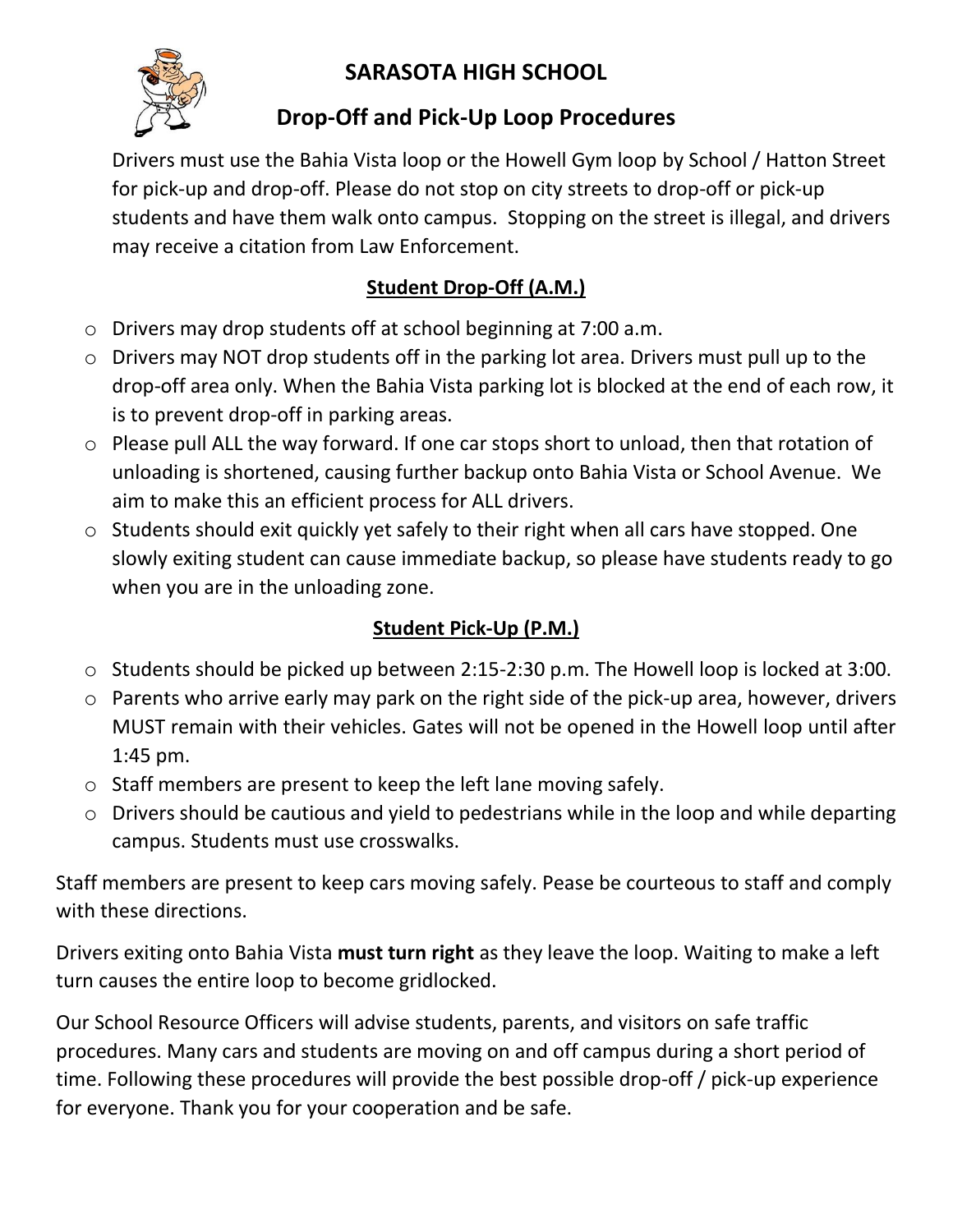# SARASOTA HIGH SCHOOL

## Drop-Off and Pick-Up Loop Procedures

Drivers must use the Bahia Vista loop or the Howell Gym loop by School / Hatton Street for pick-up and drop-off. Please do not stop on city streets to drop-off or pick-up students and have them walk onto campus. Stopping on the street is illegal, and drivers may receive a citation from Law Enforcement.

### Student Drop-Off (A.M.)

- Drivers may drop students off at school beginning at 7:00 a.m.
- Drivers may NOT drop students off in the parking lot area. Drivers must pull up to the drop-off area only. When the Bahia Vista parking lot is blocked at the end of each row, it is to prevent drop-off in parking areas.
- Please pull ALL the way forward. If one car stops short to unload, then that rotation of unloading is shortened, causing further backup onto Bahia Vista or School Avenue. We aim to make this an efficient process for ALL drivers.
- Students should exit quickly yet safely to their right when all cars have stopped. One slowly exiting student can cause immediate backup, so please have students ready to go when you are in the unloading zone.

### Student Pick-Up (P.M.)

- Students should be picked up between 2:15-2:30 p.m. The Howell loop is locked at 3:00.
- Parents who arrive early may park on the right side of the pick-up area, however, drivers MUST remain with their vehicles. Gates will not be opened in the Howell loop until after 1:45 pm.
- Staff members are present to keep the left lane moving safely.
- Drivers should be cautious and yield to pedestrians while in the loop and while departing campus. Students must use crosswalks.

Staff members are present to keep cars moving safely. Pease be courteous to staff and comply with these directions.

Drivers exiting onto Bahia Vista **must turn right** as they leave the loop. Waiting to make a left turn causes the entire loop to become gridlocked.

Our School Resource Officers will advise students, parents, and visitors on safe traffic procedures. Many cars and students are moving on and off campus during a short period of time. Following these procedures will provide the best possible drop-off / pick-up experience for everyone. Thank you for your cooperation and be safe.